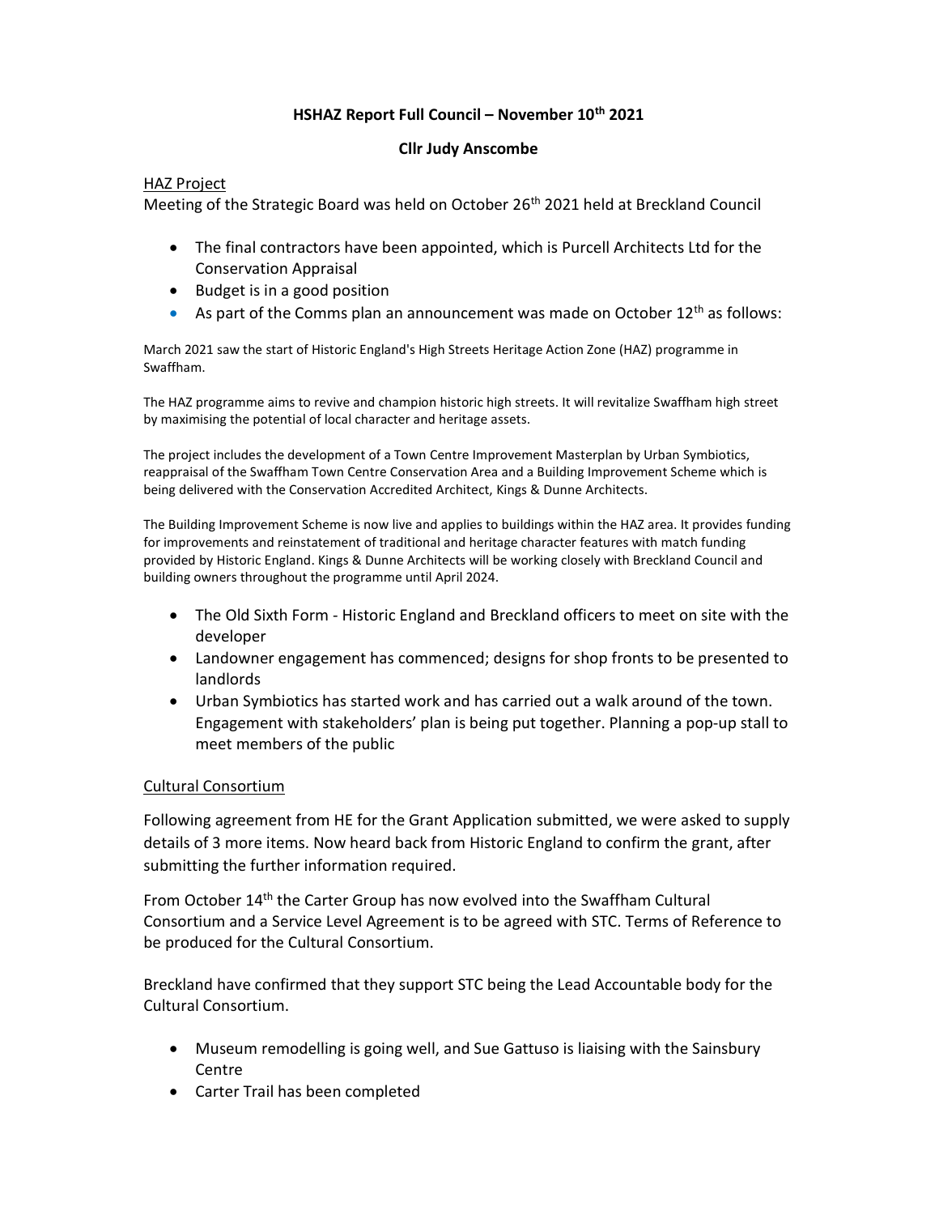# HSHAZ Report Full Council – November 10th 2021

**Cllr Judy Anscombe**

## HAZ Project

Meeting of the Strategic Board was held on October 26th 2021 held at Breckland Council

- The final contractors have been appointed, which is Purcell Architects Ltd for the Conservation Appraisal
- Budget is in a good position
- As part of the Comms plan an announcement was made on October 12th as follows:

March 2021 saw the start of Historic England's High Streets Heritage Action Zone (HAZ) programme in Swaffham.

The HAZ programme aims to revive and champion historic high streets. It will revitalize Swaffham high street by maximising the potential of local character and heritage assets.

The project includes the development of a Town Centre Improvement Masterplan by Urban Symbiotics, reappraisal of the Swaffham Town Centre Conservation Area and a Building Improvement Scheme which is being delivered with the Conservation Accredited Architect, Kings & Dunne Architects.

The Building Improvement Scheme is now live and applies to buildings within the HAZ area. It provides funding for improvements and reinstatement of traditional and heritage character features with match funding provided by Historic England. Kings & Dunne Architects will be working closely with Breckland Council and building owners throughout the programme until April 2024.

- The Old Sixth Form - Historic England and Breckland officers to meet on site with the developer
- Landowner engagement has commenced; designs for shop fronts to be presented to landlords
- Urban Symbiotics has started work and has carried out a walk around of the town. Engagement with stakeholders' plan is being put together. Planning a pop-up stall to meet members of the public

## Cultural Consortium

Following agreement from HE for the Grant Application submitted, we were asked to supply details of 3 more items. Now heard back from Historic England to confirm the grant, after submitting the further information required.

From October 14th the Carter Group has now evolved into the Swaffham Cultural Consortium and a Service Level Agreement is to be agreed with STC. Terms of Reference to be produced for the Cultural Consortium.

Breckland have confirmed that they support STC being the Lead Accountable body for the Cultural Consortium.

- Museum remodelling is going well, and Sue Gattuso is liaising with the Sainsbury Centre
- Carter Trail has been completed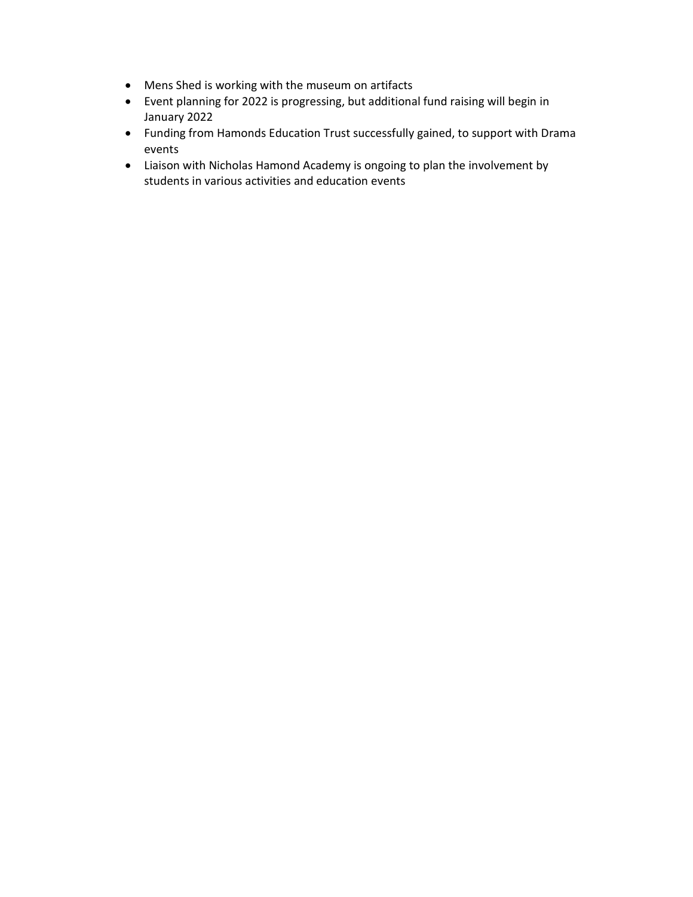- Mens Shed is working with the museum on artifacts
- Event planning for 2022 is progressing, but additional fund raising will begin in January 2022
- Funding from Hamonds Education Trust successfully gained, to support with Drama events
- Liaison with Nicholas Hamond Academy is ongoing to plan the involvement by students in various activities and education events